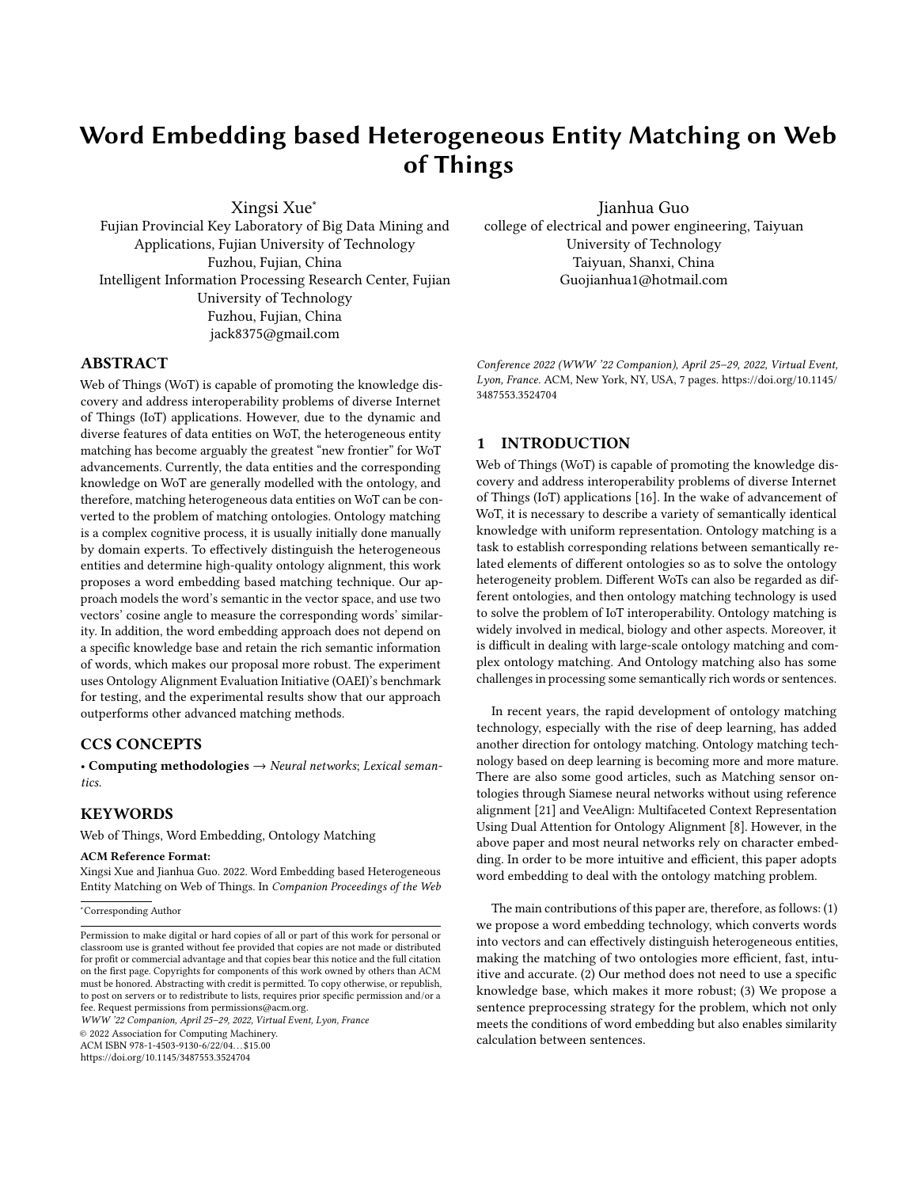# Word Embedding based Heterogeneous Entity Matching on Web of Things

Xingsi Xue*
Fujian Provincial Key Laboratory of Big Data Mining and Applications, Fujian University of Technology
Fuzhou, Fujian, China
Intelligent Information Processing Research Center, Fujian University of Technology
Fuzhou, Fujian, China
jack8375@gmail.com

Jianhua Guo
college of electrical and power engineering, Taiyuan University of Technology
Taiyuan, Shanxi, China
Guojianhua1@hotmail.com

## ABSTRACT

Web of Things (WoT) is capable of promoting the knowledge discovery and address interoperability problems of diverse Internet of Things (IoT) applications. However, due to the dynamic and diverse features of data entities on WoT, the heterogeneous entity matching has become arguably the greatest "new frontier" for WoT advancements. Currently, the data entities and the corresponding knowledge on WoT are generally modelled with the ontology, and therefore, matching heterogeneous data entities on WoT can be converted to the problem of matching ontologies. Ontology matching is a complex cognitive process, it is usually initially done manually by domain experts. To effectively distinguish the heterogeneous entities and determine high-quality ontology alignment, this work proposes a word embedding based matching technique. Our approach models the word's semantic in the vector space, and use two vectors' cosine angle to measure the corresponding words' similarity. In addition, the word embedding approach does not depend on a specific knowledge base and retain the rich semantic information of words, which makes our proposal more robust. The experiment uses Ontology Alignment Evaluation Initiative (OAEI)'s benchmark for testing, and the experimental results show that our approach outperforms other advanced matching methods.

## CCS CONCEPTS

• **Computing methodologies** → *Neural networks*; *Lexical semantics*.

## KEYWORDS

Web of Things, Word Embedding, Ontology Matching

**ACM Reference Format:**
Xingsi Xue and Jianhua Guo. 2022. Word Embedding based Heterogeneous Entity Matching on Web of Things. In *Companion Proceedings of the Web Conference 2022 (WWW '22 Companion), April 25–29, 2022, Virtual Event, Lyon, France.* ACM, New York, NY, USA, 7 pages. https://doi.org/10.1145/3487553.3524704

*Corresponding Author

Permission to make digital or hard copies of all or part of this work for personal or classroom use is granted without fee provided that copies are not made or distributed for profit or commercial advantage and that copies bear this notice and the full citation on the first page. Copyrights for components of this work owned by others than ACM must be honored. Abstracting with credit is permitted. To copy otherwise, or republish, to post on servers or to redistribute to lists, requires prior specific permission and/or a fee. Request permissions from permissions@acm.org.
*WWW '22 Companion, April 25–29, 2022, Virtual Event, Lyon, France*
© 2022 Association for Computing Machinery.
ACM ISBN 978-1-4503-9130-6/22/04…$15.00
https://doi.org/10.1145/3487553.3524704

## 1 INTRODUCTION

Web of Things (WoT) is capable of promoting the knowledge discovery and address interoperability problems of diverse Internet of Things (IoT) applications [16]. In the wake of advancement of WoT, it is necessary to describe a variety of semantically identical knowledge with uniform representation. Ontology matching is a task to establish corresponding relations between semantically related elements of different ontologies so as to solve the ontology heterogeneity problem. Different WoTs can also be regarded as different ontologies, and then ontology matching technology is used to solve the problem of IoT interoperability. Ontology matching is widely involved in medical, biology and other aspects. Moreover, it is difficult in dealing with large-scale ontology matching and complex ontology matching. And Ontology matching also has some challenges in processing some semantically rich words or sentences.

In recent years, the rapid development of ontology matching technology, especially with the rise of deep learning, has added another direction for ontology matching. Ontology matching technology based on deep learning is becoming more and more mature. There are also some good articles, such as Matching sensor ontologies through Siamese neural networks without using reference alignment [21] and VeeAlign: Multifaceted Context Representation Using Dual Attention for Ontology Alignment [8]. However, in the above paper and most neural networks rely on character embedding. In order to be more intuitive and efficient, this paper adopts word embedding to deal with the ontology matching problem.

The main contributions of this paper are, therefore, as follows: (1) we propose a word embedding technology, which converts words into vectors and can effectively distinguish heterogeneous entities, making the matching of two ontologies more efficient, fast, intuitive and accurate. (2) Our method does not need to use a specific knowledge base, which makes it more robust; (3) We propose a sentence preprocessing strategy for the problem, which not only meets the conditions of word embedding but also enables similarity calculation between sentences.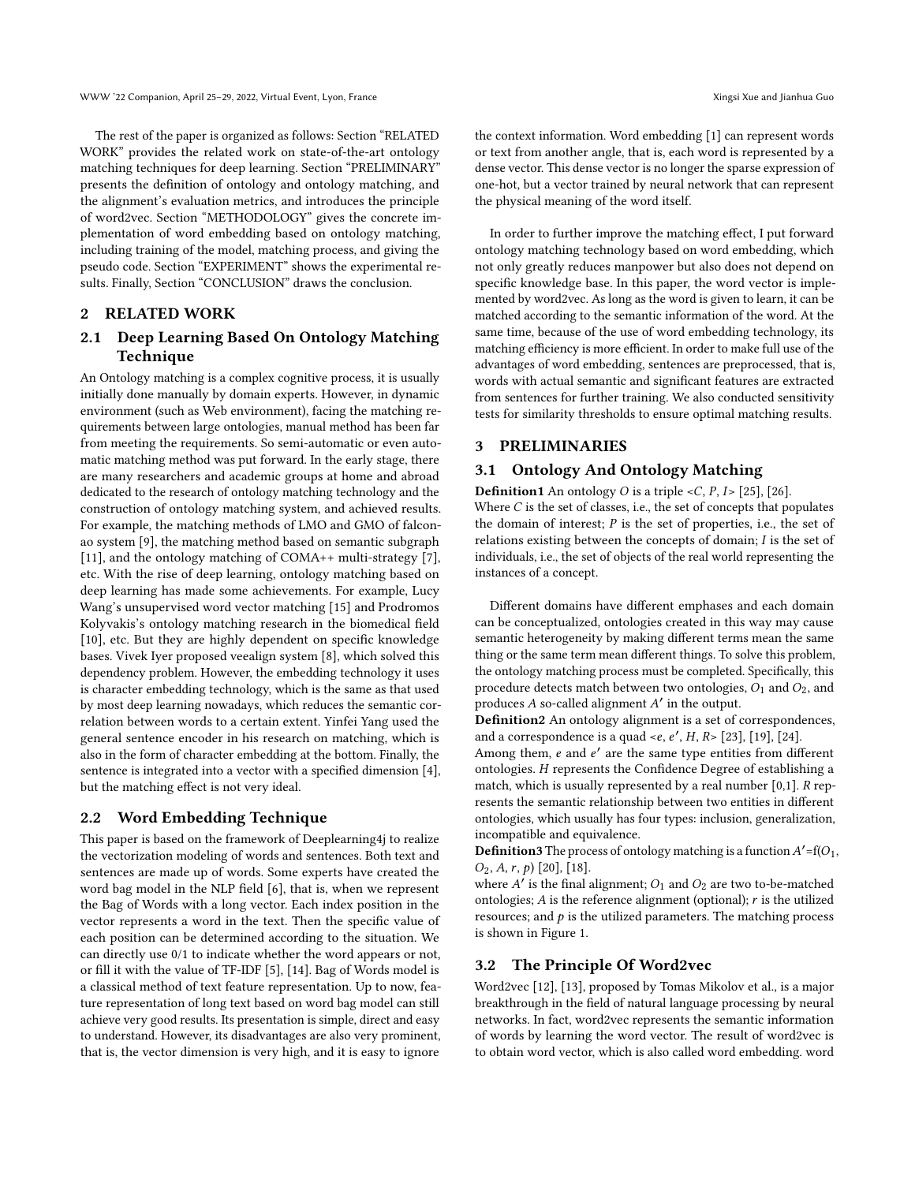The rest of the paper is organized as follows: Section "RELATED WORK" provides the related work on state-of-the-art ontology matching techniques for deep learning. Section "PRELIMINARY" presents the definition of ontology and ontology matching, and the alignment's evaluation metrics, and introduces the principle of word2vec. Section "METHODOLOGY" gives the concrete implementation of word embedding based on ontology matching, including training of the model, matching process, and giving the pseudo code. Section "EXPERIMENT" shows the experimental results. Finally, Section "CONCLUSION" draws the conclusion.

## 2 RELATED WORK

### 2.1 Deep Learning Based On Ontology Matching Technique

An Ontology matching is a complex cognitive process, it is usually initially done manually by domain experts. However, in dynamic environment (such as Web environment), facing the matching requirements between large ontologies, manual method has been far from meeting the requirements. So semi-automatic or even automatic matching method was put forward. In the early stage, there are many researchers and academic groups at home and abroad dedicated to the research of ontology matching technology and the construction of ontology matching system, and achieved results. For example, the matching methods of LMO and GMO of falcon-ao system [9], the matching method based on semantic subgraph [11], and the ontology matching of COMA++ multi-strategy [7], etc. With the rise of deep learning, ontology matching based on deep learning has made some achievements. For example, Lucy Wang's unsupervised word vector matching [15] and Prodromos Kolyvakis's ontology matching research in the biomedical field [10], etc. But they are highly dependent on specific knowledge bases. Vivek Iyer proposed veealign system [8], which solved this dependency problem. However, the embedding technology it uses is character embedding technology, which is the same as that used by most deep learning nowadays, which reduces the semantic correlation between words to a certain extent. Yinfei Yang used the general sentence encoder in his research on matching, which is also in the form of character embedding at the bottom. Finally, the sentence is integrated into a vector with a specified dimension [4], but the matching effect is not very ideal.

### 2.2 Word Embedding Technique

This paper is based on the framework of Deeplearning4j to realize the vectorization modeling of words and sentences. Both text and sentences are made up of words. Some experts have created the word bag model in the NLP field [6], that is, when we represent the Bag of Words with a long vector. Each index position in the vector represents a word in the text. Then the specific value of each position can be determined according to the situation. We can directly use 0/1 to indicate whether the word appears or not, or fill it with the value of TF-IDF [5], [14]. Bag of Words model is a classical method of text feature representation. Up to now, feature representation of long text based on word bag model can still achieve very good results. Its presentation is simple, direct and easy to understand. However, its disadvantages are also very prominent, that is, the vector dimension is very high, and it is easy to ignore the context information. Word embedding [1] can represent words or text from another angle, that is, each word is represented by a dense vector. This dense vector is no longer the sparse expression of one-hot, but a vector trained by neural network that can represent the physical meaning of the word itself.

In order to further improve the matching effect, I put forward ontology matching technology based on word embedding, which not only greatly reduces manpower but also does not depend on specific knowledge base. In this paper, the word vector is implemented by word2vec. As long as the word is given to learn, it can be matched according to the semantic information of the word. At the same time, because of the use of word embedding technology, its matching efficiency is more efficient. In order to make full use of the advantages of word embedding, sentences are preprocessed, that is, words with actual semantic and significant features are extracted from sentences for further training. We also conducted sensitivity tests for similarity thresholds to ensure optimal matching results.

## 3 PRELIMINARIES

### 3.1 Ontology And Ontology Matching

**Definition1** An ontology $O$ is a triple $<C, P, I>$ [25], [26].
Where $C$ is the set of classes, i.e., the set of concepts that populates the domain of interest; $P$ is the set of properties, i.e., the set of relations existing between the concepts of domain; $I$ is the set of individuals, i.e., the set of objects of the real world representing the instances of a concept.

Different domains have different emphases and each domain can be conceptualized, ontologies created in this way may cause semantic heterogeneity by making different terms mean the same thing or the same term mean different things. To solve this problem, the ontology matching process must be completed. Specifically, this procedure detects match between two ontologies, $O_1$ and $O_2$, and produces $A$ so-called alignment $A'$ in the output.

**Definition2** An ontology alignment is a set of correspondences, and a correspondence is a quad $<e, e', H, R>$ [23], [19], [24].
Among them, $e$ and $e'$ are the same type entities from different ontologies. $H$ represents the Confidence Degree of establishing a match, which is usually represented by a real number [0,1]. $R$ represents the semantic relationship between two entities in different ontologies, which usually has four types: inclusion, generalization, incompatible and equivalence.

**Definition3** The process of ontology matching is a function $A'=f(O_1, O_2, A, r, p)$ [20], [18].
where $A'$ is the final alignment; $O_1$ and $O_2$ are two to-be-matched ontologies; $A$ is the reference alignment (optional); $r$ is the utilized resources; and $p$ is the utilized parameters. The matching process is shown in Figure 1.

### 3.2 The Principle Of Word2vec

Word2vec [12], [13], proposed by Tomas Mikolov et al., is a major breakthrough in the field of natural language processing by neural networks. In fact, word2vec represents the semantic information of words by learning the word vector. The result of word2vec is to obtain word vector, which is also called word embedding. word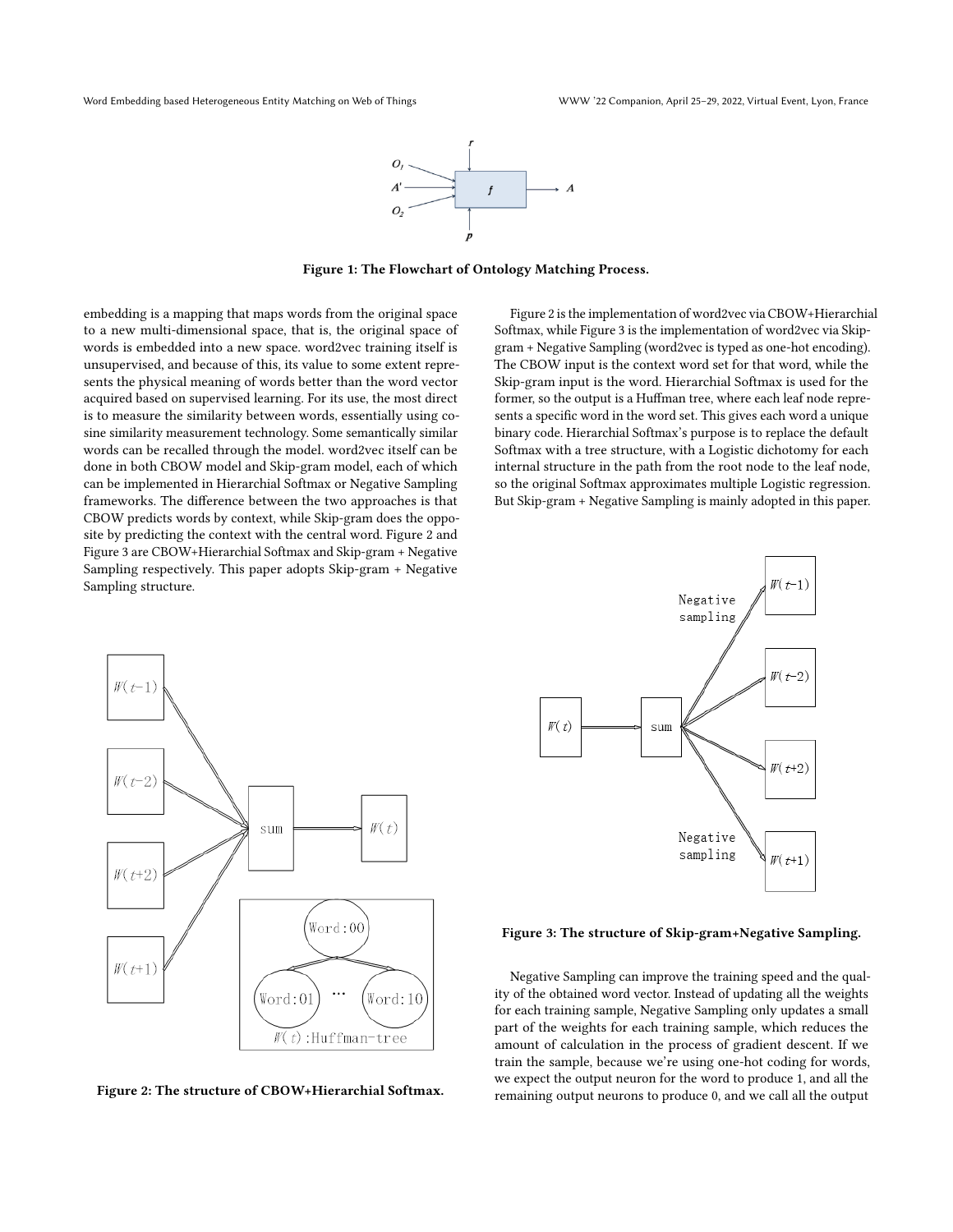Figure 1: The Flowchart of Ontology Matching Process.

embedding is a mapping that maps words from the original space to a new multi-dimensional space, that is, the original space of words is embedded into a new space. word2vec training itself is unsupervised, and because of this, its value to some extent represents the physical meaning of words better than the word vector acquired based on supervised learning. For its use, the most direct is to measure the similarity between words, essentially using cosine similarity measurement technology. Some semantically similar words can be recalled through the model. word2vec itself can be done in both CBOW model and Skip-gram model, each of which can be implemented in Hierarchial Softmax or Negative Sampling frameworks. The difference between the two approaches is that CBOW predicts words by context, while Skip-gram does the opposite by predicting the context with the central word. Figure 2 and Figure 3 are CBOW+Hierarchial Softmax and Skip-gram + Negative Sampling respectively. This paper adopts Skip-gram + Negative Sampling structure.

Figure 2: The structure of CBOW+Hierarchial Softmax.

Figure 2 is the implementation of word2vec via CBOW+Hierarchial Softmax, while Figure 3 is the implementation of word2vec via Skip-gram + Negative Sampling (word2vec is typed as one-hot encoding). The CBOW input is the context word set for that word, while the Skip-gram input is the word. Hierarchial Softmax is used for the former, so the output is a Huffman tree, where each leaf node represents a specific word in the word set. This gives each word a unique binary code. Hierarchial Softmax's purpose is to replace the default Softmax with a tree structure, with a Logistic dichotomy for each internal structure in the path from the root node to the leaf node, so the original Softmax approximates multiple Logistic regression. But Skip-gram + Negative Sampling is mainly adopted in this paper.

Figure 3: The structure of Skip-gram+Negative Sampling.

Negative Sampling can improve the training speed and the quality of the obtained word vector. Instead of updating all the weights for each training sample, Negative Sampling only updates a small part of the weights for each training sample, which reduces the amount of calculation in the process of gradient descent. If we train the sample, because we're using one-hot coding for words, we expect the output neuron for the word to produce 1, and all the remaining output neurons to produce 0, and we call all the output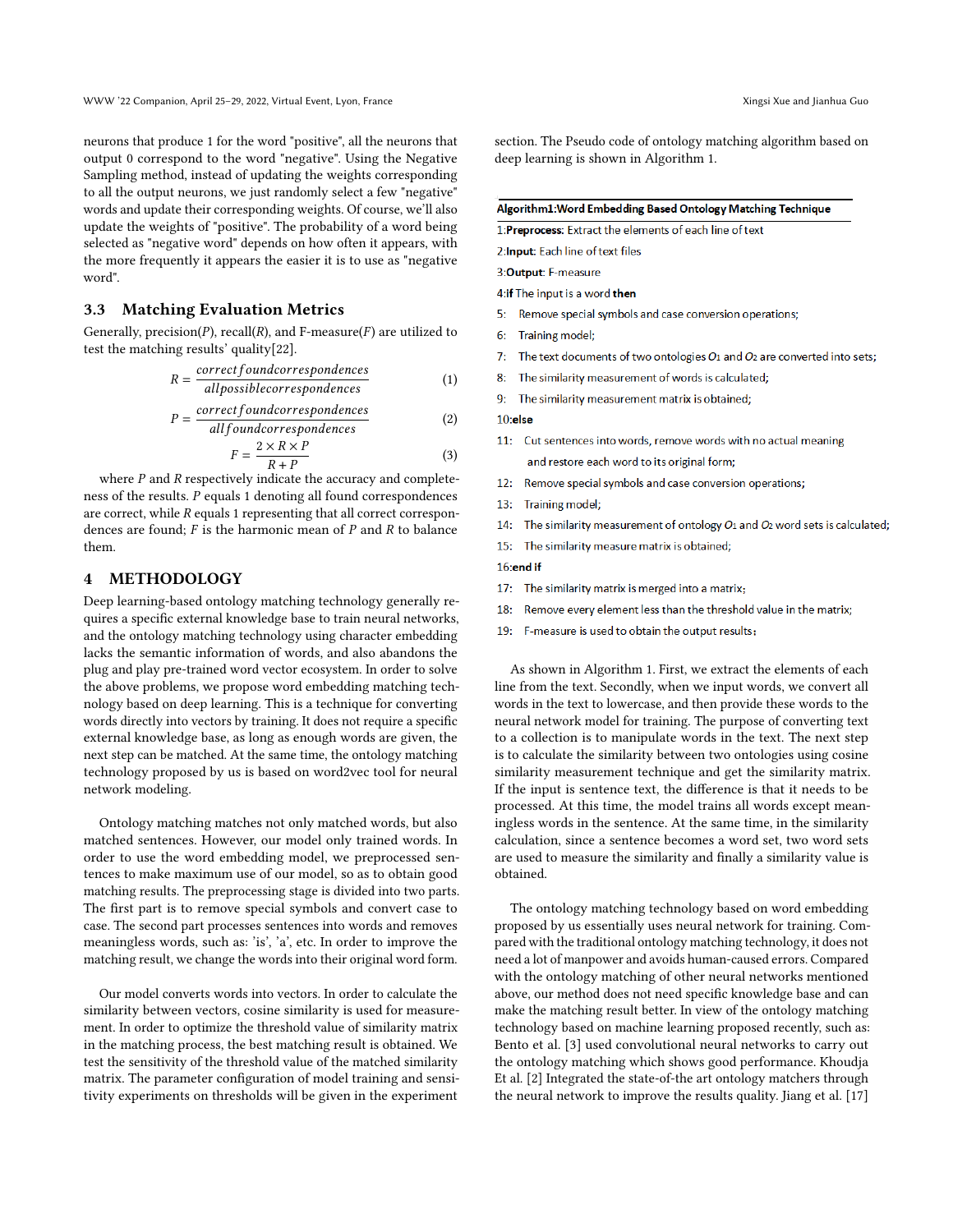neurons that produce 1 for the word "positive", all the neurons that output 0 correspond to the word "negative". Using the Negative Sampling method, instead of updating the weights corresponding to all the output neurons, we just randomly select a few "negative" words and update their corresponding weights. Of course, we'll also update the weights of "positive". The probability of a word being selected as "negative word" depends on how often it appears, with the more frequently it appears the easier it is to use as "negative word".

### 3.3 Matching Evaluation Metrics

Generally, precision($P$), recall($R$), and F-measure($F$) are utilized to test the matching results' quality[22].

$$R = \frac{correct found correspondences}{all possible correspondences} \tag{1}$$

$$P = \frac{correct found correspondences}{all found correspondences} \tag{2}$$

$$F = \frac{2 \times R \times P}{R + P} \tag{3}$$

where $P$ and $R$ respectively indicate the accuracy and completeness of the results. $P$ equals 1 denoting all found correspondences are correct, while $R$ equals 1 representing that all correct correspondences are found; $F$ is the harmonic mean of $P$ and $R$ to balance them.

## 4 METHODOLOGY

Deep learning-based ontology matching technology generally requires a specific external knowledge base to train neural networks, and the ontology matching technology using character embedding lacks the semantic information of words, and also abandons the plug and play pre-trained word vector ecosystem. In order to solve the above problems, we propose word embedding matching technology based on deep learning. This is a technique for converting words directly into vectors by training. It does not require a specific external knowledge base, as long as enough words are given, the next step can be matched. At the same time, the ontology matching technology proposed by us is based on word2vec tool for neural network modeling.

Ontology matching matches not only matched words, but also matched sentences. However, our model only trained words. In order to use the word embedding model, we preprocessed sentences to make maximum use of our model, so as to obtain good matching results. The preprocessing stage is divided into two parts. The first part is to remove special symbols and convert case to case. The second part processes sentences into words and removes meaningless words, such as: 'is', 'a', etc. In order to improve the matching result, we change the words into their original word form.

Our model converts words into vectors. In order to calculate the similarity between vectors, cosine similarity is used for measurement. In order to optimize the threshold value of similarity matrix in the matching process, the best matching result is obtained. We test the sensitivity of the threshold value of the matched similarity matrix. The parameter configuration of model training and sensitivity experiments on thresholds will be given in the experiment section. The Pseudo code of ontology matching algorithm based on deep learning is shown in Algorithm 1.

**Algorithm1:Word Embedding Based Ontology Matching Technique**

1:**Preprocess:** Extract the elements of each line of text
2:**Input:** Each line of text files
3:**Output:** F-measure
4:**if** The input is a word **then**
5: Remove special symbols and case conversion operations;
6: Training model;
7: The text documents of two ontologies $O_1$ and $O_2$ are converted into sets;
8: The similarity measurement of words is calculated;
9: The similarity measurement matrix is obtained;
10:**else**
11: Cut sentences into words, remove words with no actual meaning and restore each word to its original form;
12: Remove special symbols and case conversion operations;
13: Training model;
14: The similarity measurement of ontology $O_1$ and $O_2$ word sets is calculated;
15: The similarity measure matrix is obtained;
16:**end if**
17: The similarity matrix is merged into a matrix;
18: Remove every element less than the threshold value in the matrix;
19: F-measure is used to obtain the output results;

As shown in Algorithm 1. First, we extract the elements of each line from the text. Secondly, when we input words, we convert all words in the text to lowercase, and then provide these words to the neural network model for training. The purpose of converting text to a collection is to manipulate words in the text. The next step is to calculate the similarity between two ontologies using cosine similarity measurement technique and get the similarity matrix. If the input is sentence text, the difference is that it needs to be processed. At this time, the model trains all words except meaningless words in the sentence. At the same time, in the similarity calculation, since a sentence becomes a word set, two word sets are used to measure the similarity and finally a similarity value is obtained.

The ontology matching technology based on word embedding proposed by us essentially uses neural network for training. Compared with the traditional ontology matching technology, it does not need a lot of manpower and avoids human-caused errors. Compared with the ontology matching of other neural networks mentioned above, our method does not need specific knowledge base and can make the matching result better. In view of the ontology matching technology based on machine learning proposed recently, such as: Bento et al. [3] used convolutional neural networks to carry out the ontology matching which shows good performance. Khoudja Et al. [2] Integrated the state-of-the art ontology matchers through the neural network to improve the results quality. Jiang et al. [17]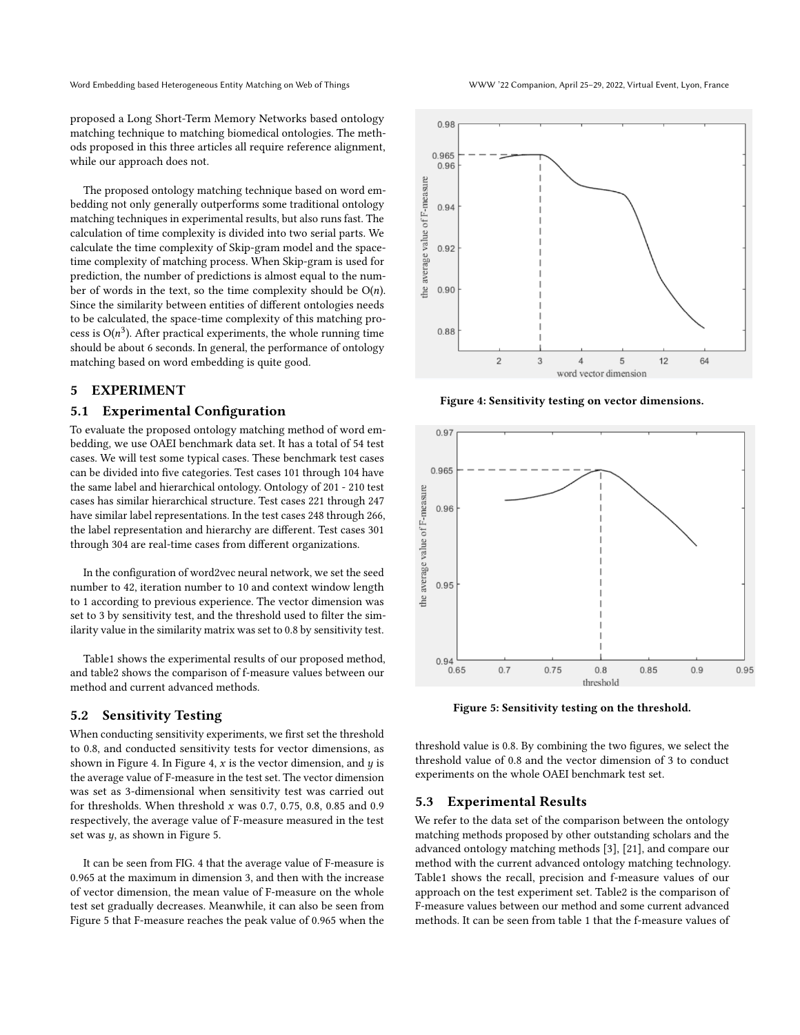proposed a Long Short-Term Memory Networks based ontology matching technique to matching biomedical ontologies. The methods proposed in this three articles all require reference alignment, while our approach does not.

The proposed ontology matching technique based on word embedding not only generally outperforms some traditional ontology matching techniques in experimental results, but also runs fast. The calculation of time complexity is divided into two serial parts. We calculate the time complexity of Skip-gram model and the space-time complexity of matching process. When Skip-gram is used for prediction, the number of predictions is almost equal to the number of words in the text, so the time complexity should be O($n$). Since the similarity between entities of different ontologies needs to be calculated, the space-time complexity of this matching process is O($n^3$). After practical experiments, the whole running time should be about 6 seconds. In general, the performance of ontology matching based on word embedding is quite good.

## 5 EXPERIMENT

### 5.1 Experimental Configuration

To evaluate the proposed ontology matching method of word embedding, we use OAEI benchmark data set. It has a total of 54 test cases. We will test some typical cases. These benchmark test cases can be divided into five categories. Test cases 101 through 104 have the same label and hierarchical ontology. Ontology of 201 - 210 test cases has similar hierarchical structure. Test cases 221 through 247 have similar label representations. In the test cases 248 through 266, the label representation and hierarchy are different. Test cases 301 through 304 are real-time cases from different organizations.

In the configuration of word2vec neural network, we set the seed number to 42, iteration number to 10 and context window length to 1 according to previous experience. The vector dimension was set to 3 by sensitivity test, and the threshold used to filter the similarity value in the similarity matrix was set to 0.8 by sensitivity test.

Table1 shows the experimental results of our proposed method, and table2 shows the comparison of f-measure values between our method and current advanced methods.

### 5.2 Sensitivity Testing

When conducting sensitivity experiments, we first set the threshold to 0.8, and conducted sensitivity tests for vector dimensions, as shown in Figure 4. In Figure 4, $x$ is the vector dimension, and $y$ is the average value of F-measure in the test set. The vector dimension was set as 3-dimensional when sensitivity test was carried out for thresholds. When threshold $x$ was 0.7, 0.75, 0.8, 0.85 and 0.9 respectively, the average value of F-measure measured in the test set was $y$, as shown in Figure 5.

It can be seen from FIG. 4 that the average value of F-measure is 0.965 at the maximum in dimension 3, and then with the increase of vector dimension, the mean value of F-measure on the whole test set gradually decreases. Meanwhile, it can also be seen from Figure 5 that F-measure reaches the peak value of 0.965 when the threshold value is 0.8. By combining the two figures, we select the threshold value of 0.8 and the vector dimension of 3 to conduct experiments on the whole OAEI benchmark test set.

**Figure 4: Sensitivity testing on vector dimensions.**

**Figure 5: Sensitivity testing on the threshold.**

### 5.3 Experimental Results

We refer to the data set of the comparison between the ontology matching methods proposed by other outstanding scholars and the advanced ontology matching methods [3], [21], and compare our method with the current advanced ontology matching technology. Table1 shows the recall, precision and f-measure values of our approach on the test experiment set. Table2 is the comparison of F-measure values between our method and some current advanced methods. It can be seen from table 1 that the f-measure values of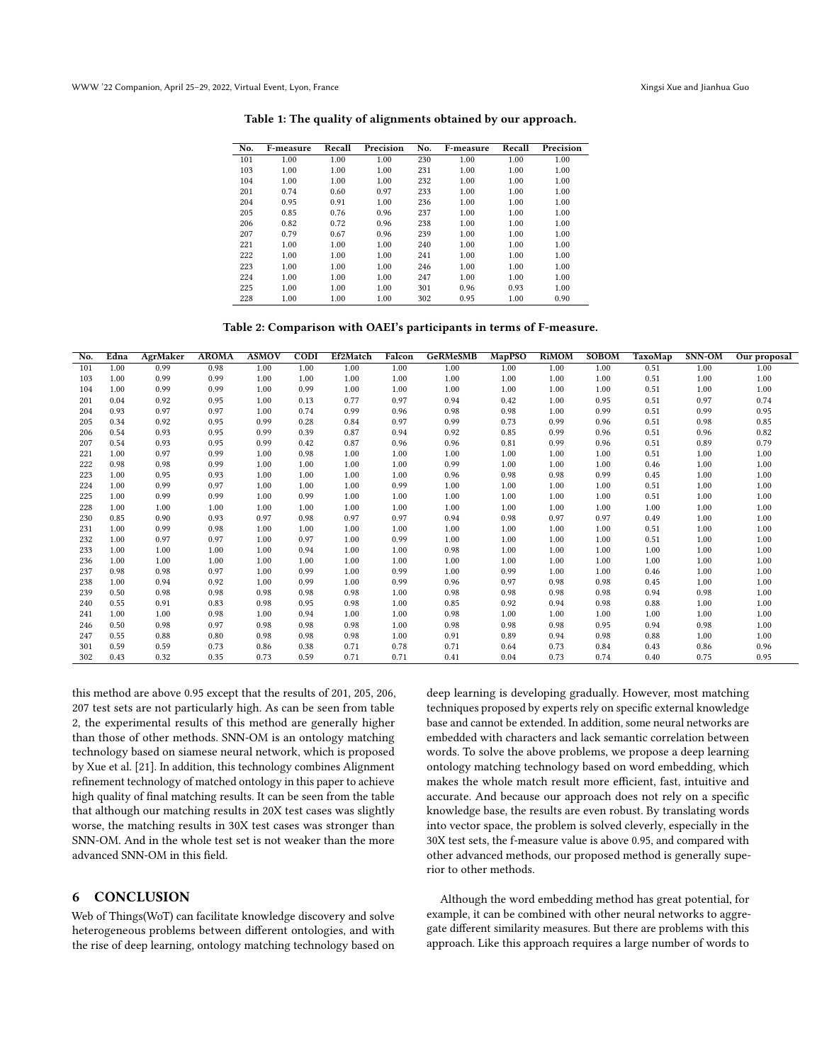**Table 1: The quality of alignments obtained by our approach.**

| No. | F-measure | Recall | Precision | No. | F-measure | Recall | Precision |
|---|---|---|---|---|---|---|---|
| 101 | 1.00 | 1.00 | 1.00 | 230 | 1.00 | 1.00 | 1.00 |
| 103 | 1.00 | 1.00 | 1.00 | 231 | 1.00 | 1.00 | 1.00 |
| 104 | 1.00 | 1.00 | 1.00 | 232 | 1.00 | 1.00 | 1.00 |
| 201 | 0.74 | 0.60 | 0.97 | 233 | 1.00 | 1.00 | 1.00 |
| 204 | 0.95 | 0.91 | 1.00 | 236 | 1.00 | 1.00 | 1.00 |
| 205 | 0.85 | 0.76 | 0.96 | 237 | 1.00 | 1.00 | 1.00 |
| 206 | 0.82 | 0.72 | 0.96 | 238 | 1.00 | 1.00 | 1.00 |
| 207 | 0.79 | 0.67 | 0.96 | 239 | 1.00 | 1.00 | 1.00 |
| 221 | 1.00 | 1.00 | 1.00 | 240 | 1.00 | 1.00 | 1.00 |
| 222 | 1.00 | 1.00 | 1.00 | 241 | 1.00 | 1.00 | 1.00 |
| 223 | 1.00 | 1.00 | 1.00 | 246 | 1.00 | 1.00 | 1.00 |
| 224 | 1.00 | 1.00 | 1.00 | 247 | 1.00 | 1.00 | 1.00 |
| 225 | 1.00 | 1.00 | 1.00 | 301 | 0.96 | 0.93 | 1.00 |
| 228 | 1.00 | 1.00 | 1.00 | 302 | 0.95 | 1.00 | 0.90 |

**Table 2: Comparison with OAEI's participants in terms of F-measure.**

| No. | Edna | AgrMaker | AROMA | ASMOV | CODI | Ef2Match | Falcon | GeRMeSMB | MapPSO | RiMOM | SOBOM | TaxoMap | SNN-OM | Our proposal |
|---|---|---|---|---|---|---|---|---|---|---|---|---|---|---|
| 101 | 1.00 | 0.99 | 0.98 | 1.00 | 1.00 | 1.00 | 1.00 | 1.00 | 1.00 | 1.00 | 1.00 | 0.51 | 1.00 | 1.00 |
| 103 | 1.00 | 0.99 | 0.99 | 1.00 | 1.00 | 1.00 | 1.00 | 1.00 | 1.00 | 1.00 | 1.00 | 0.51 | 1.00 | 1.00 |
| 104 | 1.00 | 0.99 | 0.99 | 1.00 | 0.99 | 1.00 | 1.00 | 1.00 | 1.00 | 1.00 | 1.00 | 0.51 | 1.00 | 1.00 |
| 201 | 0.04 | 0.92 | 0.95 | 1.00 | 0.13 | 0.77 | 0.97 | 0.94 | 0.42 | 1.00 | 0.95 | 0.51 | 0.97 | 0.74 |
| 204 | 0.93 | 0.97 | 0.97 | 1.00 | 0.74 | 0.99 | 0.96 | 0.98 | 0.98 | 1.00 | 0.99 | 0.51 | 0.99 | 0.95 |
| 205 | 0.34 | 0.92 | 0.95 | 0.99 | 0.28 | 0.84 | 0.97 | 0.99 | 0.73 | 0.99 | 0.96 | 0.51 | 0.98 | 0.85 |
| 206 | 0.54 | 0.93 | 0.95 | 0.99 | 0.39 | 0.87 | 0.94 | 0.92 | 0.85 | 0.99 | 0.96 | 0.51 | 0.96 | 0.82 |
| 207 | 0.54 | 0.93 | 0.95 | 0.99 | 0.42 | 0.87 | 0.96 | 0.96 | 0.81 | 0.99 | 0.96 | 0.51 | 0.89 | 0.79 |
| 221 | 1.00 | 0.97 | 0.99 | 1.00 | 0.98 | 1.00 | 1.00 | 1.00 | 1.00 | 1.00 | 1.00 | 0.51 | 1.00 | 1.00 |
| 222 | 0.98 | 0.98 | 0.99 | 1.00 | 1.00 | 1.00 | 1.00 | 0.99 | 1.00 | 1.00 | 1.00 | 0.46 | 1.00 | 1.00 |
| 223 | 1.00 | 0.95 | 0.93 | 1.00 | 1.00 | 1.00 | 1.00 | 0.96 | 0.98 | 0.98 | 0.99 | 0.45 | 1.00 | 1.00 |
| 224 | 1.00 | 0.99 | 0.97 | 1.00 | 1.00 | 1.00 | 0.99 | 1.00 | 1.00 | 1.00 | 1.00 | 0.51 | 1.00 | 1.00 |
| 225 | 1.00 | 0.99 | 0.99 | 1.00 | 0.99 | 1.00 | 1.00 | 1.00 | 1.00 | 1.00 | 1.00 | 0.51 | 1.00 | 1.00 |
| 228 | 1.00 | 1.00 | 1.00 | 1.00 | 1.00 | 1.00 | 1.00 | 1.00 | 1.00 | 1.00 | 1.00 | 1.00 | 1.00 | 1.00 |
| 230 | 0.85 | 0.90 | 0.93 | 0.97 | 0.98 | 0.97 | 0.97 | 0.94 | 0.98 | 0.97 | 0.97 | 0.49 | 1.00 | 1.00 |
| 231 | 1.00 | 0.99 | 0.98 | 1.00 | 1.00 | 1.00 | 1.00 | 1.00 | 1.00 | 1.00 | 1.00 | 0.51 | 1.00 | 1.00 |
| 232 | 1.00 | 0.97 | 0.97 | 1.00 | 0.97 | 1.00 | 0.99 | 1.00 | 1.00 | 1.00 | 1.00 | 0.51 | 1.00 | 1.00 |
| 233 | 1.00 | 1.00 | 1.00 | 1.00 | 0.94 | 1.00 | 1.00 | 0.98 | 1.00 | 1.00 | 1.00 | 1.00 | 1.00 | 1.00 |
| 236 | 1.00 | 1.00 | 1.00 | 1.00 | 1.00 | 1.00 | 1.00 | 1.00 | 1.00 | 1.00 | 1.00 | 1.00 | 1.00 | 1.00 |
| 237 | 0.98 | 0.98 | 0.97 | 1.00 | 0.99 | 1.00 | 0.99 | 1.00 | 0.99 | 1.00 | 1.00 | 0.46 | 1.00 | 1.00 |
| 238 | 1.00 | 0.94 | 0.92 | 1.00 | 0.99 | 1.00 | 0.99 | 0.96 | 0.97 | 0.98 | 0.98 | 0.45 | 1.00 | 1.00 |
| 239 | 0.50 | 0.98 | 0.98 | 0.98 | 0.98 | 0.98 | 1.00 | 0.98 | 0.98 | 0.98 | 0.98 | 0.94 | 0.98 | 1.00 |
| 240 | 0.55 | 0.91 | 0.83 | 0.98 | 0.95 | 0.98 | 1.00 | 0.85 | 0.92 | 0.94 | 0.98 | 0.88 | 1.00 | 1.00 |
| 241 | 1.00 | 1.00 | 0.98 | 1.00 | 0.94 | 1.00 | 1.00 | 0.98 | 1.00 | 1.00 | 1.00 | 1.00 | 1.00 | 1.00 |
| 246 | 0.50 | 0.98 | 0.97 | 0.98 | 0.98 | 0.98 | 1.00 | 0.98 | 0.98 | 0.98 | 0.95 | 0.94 | 0.98 | 1.00 |
| 247 | 0.55 | 0.88 | 0.80 | 0.98 | 0.98 | 0.98 | 1.00 | 0.91 | 0.89 | 0.94 | 0.98 | 0.88 | 1.00 | 1.00 |
| 301 | 0.59 | 0.59 | 0.73 | 0.86 | 0.38 | 0.71 | 0.78 | 0.71 | 0.64 | 0.73 | 0.84 | 0.43 | 0.86 | 0.96 |
| 302 | 0.43 | 0.32 | 0.35 | 0.73 | 0.59 | 0.71 | 0.71 | 0.41 | 0.04 | 0.73 | 0.74 | 0.40 | 0.75 | 0.95 |

this method are above 0.95 except that the results of 201, 205, 206, 207 test sets are not particularly high. As can be seen from table 2, the experimental results of this method are generally higher than those of other methods. SNN-OM is an ontology matching technology based on siamese neural network, which is proposed by Xue et al. [21]. In addition, this technology combines Alignment refinement technology of matched ontology in this paper to achieve high quality of final matching results. It can be seen from the table that although our matching results in 20X test cases was slightly worse, the matching results in 30X test cases was stronger than SNN-OM. And in the whole test set is not weaker than the more advanced SNN-OM in this field.

## 6 CONCLUSION

Web of Things(WoT) can facilitate knowledge discovery and solve heterogeneous problems between different ontologies, and with the rise of deep learning, ontology matching technology based on deep learning is developing gradually. However, most matching techniques proposed by experts rely on specific external knowledge base and cannot be extended. In addition, some neural networks are embedded with characters and lack semantic correlation between words. To solve the above problems, we propose a deep learning ontology matching technology based on word embedding, which makes the whole match result more efficient, fast, intuitive and accurate. And because our approach does not rely on a specific knowledge base, the results are even robust. By translating words into vector space, the problem is solved cleverly, especially in the 30X test sets, the f-measure value is above 0.95, and compared with other advanced methods, our proposed method is generally superior to other methods.

Although the word embedding method has great potential, for example, it can be combined with other neural networks to aggregate different similarity measures. But there are problems with this approach. Like this approach requires a large number of words to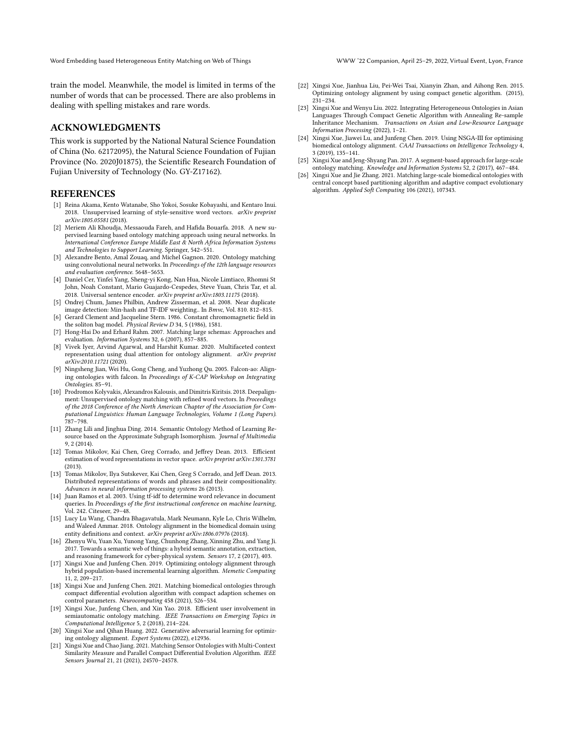train the model. Meanwhile, the model is limited in terms of the number of words that can be processed. There are also problems in dealing with spelling mistakes and rare words.

## ACKNOWLEDGMENTS

This work is supported by the National Natural Science Foundation of China (No. 62172095), the Natural Science Foundation of Fujian Province (No. 2020J01875), the Scientific Research Foundation of Fujian University of Technology (No. GY-Z17162).

## REFERENCES

- [1] Reina Akama, Kento Watanabe, Sho Yokoi, Sosuke Kobayashi, and Kentaro Inui. 2018. Unsupervised learning of style-sensitive word vectors. *arXiv preprint arXiv:1805.05581* (2018).
- [2] Meriem Ali Khoudja, Messaouda Fareh, and Hafida Bouarfa. 2018. A new supervised learning based ontology matching approach using neural networks. In *International Conference Europe Middle East & North Africa Information Systems and Technologies to Support Learning*. Springer, 542–551.
- [3] Alexandre Bento, Amal Zouaq, and Michel Gagnon. 2020. Ontology matching using convolutional neural networks. In *Proceedings of the 12th language resources and evaluation conference*. 5648–5653.
- [4] Daniel Cer, Yinfei Yang, Sheng-yi Kong, Nan Hua, Nicole Limtiaco, Rhomni St John, Noah Constant, Mario Guajardo-Cespedes, Steve Yuan, Chris Tar, et al. 2018. Universal sentence encoder. *arXiv preprint arXiv:1803.11175* (2018).
- [5] Ondrej Chum, James Philbin, Andrew Zisserman, et al. 2008. Near duplicate image detection: Min-hash and TF-IDF weighting.. In *Bmvc*, Vol. 810. 812–815.
- [6] Gerard Clement and Jacqueline Stern. 1986. Constant chromomagnetic field in the soliton bag model. *Physical Review D* 34, 5 (1986), 1581.
- [7] Hong-Hai Do and Erhard Rahm. 2007. Matching large schemas: Approaches and evaluation. *Information Systems* 32, 6 (2007), 857–885.
- [8] Vivek Iyer, Arvind Agarwal, and Harshit Kumar. 2020. Multifaceted context representation using dual attention for ontology alignment. *arXiv preprint arXiv:2010.11721* (2020).
- [9] Ningsheng Jian, Wei Hu, Gong Cheng, and Yuzhong Qu. 2005. Falcon-ao: Aligning ontologies with falcon. In *Proceedings of K-CAP Workshop on Integrating Ontologies*. 85–91.
- [10] Prodromos Kolyvakis, Alexandros Kalousis, and Dimitris Kiritsis. 2018. Deepalignment: Unsupervised ontology matching with refined word vectors. In *Proceedings of the 2018 Conference of the North American Chapter of the Association for Computational Linguistics: Human Language Technologies, Volume 1 (Long Papers)*. 787–798.
- [11] Zhang Lili and Jinghua Ding. 2014. Semantic Ontology Method of Learning Resource based on the Approximate Subgraph Isomorphism. *Journal of Multimedia* 9, 2 (2014).
- [12] Tomas Mikolov, Kai Chen, Greg Corrado, and Jeffrey Dean. 2013. Efficient estimation of word representations in vector space. *arXiv preprint arXiv:1301.3781* (2013).
- [13] Tomas Mikolov, Ilya Sutskever, Kai Chen, Greg S Corrado, and Jeff Dean. 2013. Distributed representations of words and phrases and their compositionality. *Advances in neural information processing systems* 26 (2013).
- [14] Juan Ramos et al. 2003. Using tf-idf to determine word relevance in document queries. In *Proceedings of the first instructional conference on machine learning*, Vol. 242. Citeseer, 29–48.
- [15] Lucy Lu Wang, Chandra Bhagavatula, Mark Neumann, Kyle Lo, Chris Wilhelm, and Waleed Ammar. 2018. Ontology alignment in the biomedical domain using entity definitions and context. *arXiv preprint arXiv:1806.07976* (2018).
- [16] Zhenyu Wu, Yuan Xu, Yunong Yang, Chunhong Zhang, Xinning Zhu, and Yang Ji. 2017. Towards a semantic web of things: a hybrid semantic annotation, extraction, and reasoning framework for cyber-physical system. *Sensors* 17, 2 (2017), 403.
- [17] Xingsi Xue and Junfeng Chen. 2019. Optimizing ontology alignment through hybrid population-based incremental learning algorithm. *Memetic Computing* 11, 2, 209–217.
- [18] Xingsi Xue and Junfeng Chen. 2021. Matching biomedical ontologies through compact differential evolution algorithm with compact adaption schemes on control parameters. *Neurocomputing* 458 (2021), 526–534.
- [19] Xingsi Xue, Junfeng Chen, and Xin Yao. 2018. Efficient user involvement in semiautomatic ontology matching. *IEEE Transactions on Emerging Topics in Computational Intelligence* 5, 2 (2018), 214–224.
- [20] Xingsi Xue and Qihan Huang. 2022. Generative adversarial learning for optimizing ontology alignment. *Expert Systems* (2022), e12936.
- [21] Xingsi Xue and Chao Jiang. 2021. Matching Sensor Ontologies with Multi-Context Similarity Measure and Parallel Compact Differential Evolution Algorithm. *IEEE Sensors Journal* 21, 21 (2021), 24570–24578.
- [22] Xingsi Xue, Jianhua Liu, Pei-Wei Tsai, Xianyin Zhan, and Aihong Ren. 2015. Optimizing ontology alignment by using compact genetic algorithm. (2015), 231–234.
- [23] Xingsi Xue and Wenyu Liu. 2022. Integrating Heterogeneous Ontologies in Asian Languages Through Compact Genetic Algorithm with Annealing Re-sample Inheritance Mechanism. *Transactions on Asian and Low-Resource Language Information Processing* (2022), 1–21.
- [24] Xingsi Xue, Jiawei Lu, and Junfeng Chen. 2019. Using NSGA-III for optimising biomedical ontology alignment. *CAAI Transactions on Intelligence Technology* 4, 3 (2019), 135–141.
- [25] Xingsi Xue and Jeng-Shyang Pan. 2017. A segment-based approach for large-scale ontology matching. *Knowledge and Information Systems* 52, 2 (2017), 467–484.
- [26] Xingsi Xue and Jie Zhang. 2021. Matching large-scale biomedical ontologies with central concept based partitioning algorithm and adaptive compact evolutionary algorithm. *Applied Soft Computing* 106 (2021), 107343.